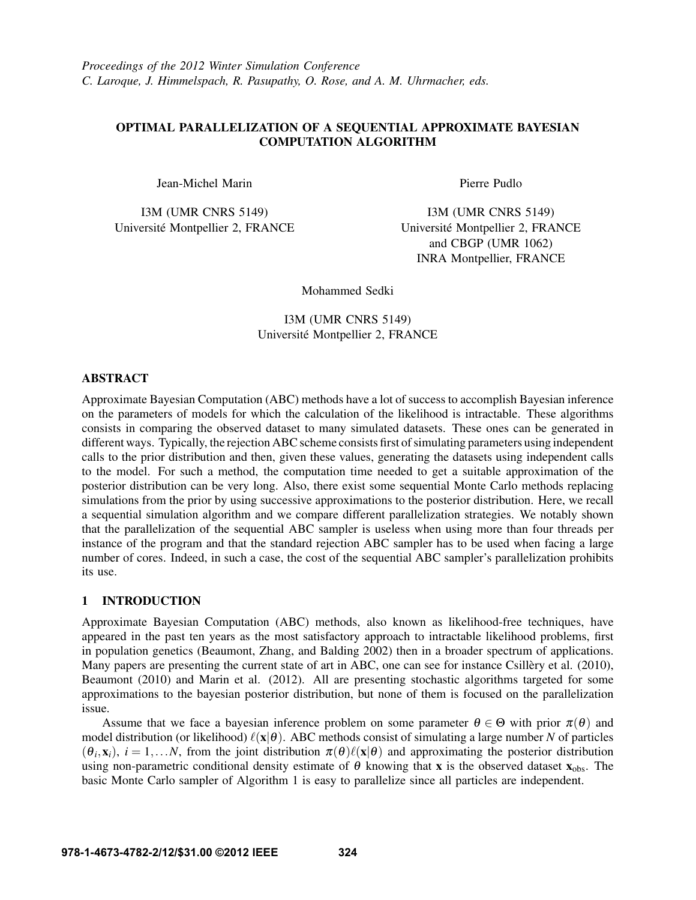*Proceedings of the 2012 Winter Simulation Conference*
*C. Laroque, J. Himmelspach, R. Pasupathy, O. Rose, and A. M. Uhrmacher, eds.*

# OPTIMAL PARALLELIZATION OF A SEQUENTIAL APPROXIMATE BAYESIAN COMPUTATION ALGORITHM

Jean-Michel Marin

I3M (UMR CNRS 5149)
Université Montpellier 2, FRANCE

Pierre Pudlo

I3M (UMR CNRS 5149)
Université Montpellier 2, FRANCE
and CBGP (UMR 1062)
INRA Montpellier, FRANCE

Mohammed Sedki

I3M (UMR CNRS 5149)
Université Montpellier 2, FRANCE

## ABSTRACT

Approximate Bayesian Computation (ABC) methods have a lot of success to accomplish Bayesian inference on the parameters of models for which the calculation of the likelihood is intractable. These algorithms consists in comparing the observed dataset to many simulated datasets. These ones can be generated in different ways. Typically, the rejection ABC scheme consists first of simulating parameters using independent calls to the prior distribution and then, given these values, generating the datasets using independent calls to the model. For such a method, the computation time needed to get a suitable approximation of the posterior distribution can be very long. Also, there exist some sequential Monte Carlo methods replacing simulations from the prior by using successive approximations to the posterior distribution. Here, we recall a sequential simulation algorithm and we compare different parallelization strategies. We notably shown that the parallelization of the sequential ABC sampler is useless when using more than four threads per instance of the program and that the standard rejection ABC sampler has to be used when facing a large number of cores. Indeed, in such a case, the cost of the sequential ABC sampler's parallelization prohibits its use.

## 1 INTRODUCTION

Approximate Bayesian Computation (ABC) methods, also known as likelihood-free techniques, have appeared in the past ten years as the most satisfactory approach to intractable likelihood problems, first in population genetics (Beaumont, Zhang, and Balding 2002) then in a broader spectrum of applications. Many papers are presenting the current state of art in ABC, one can see for instance Csillèry et al. (2010), Beaumont (2010) and Marin et al. (2012). All are presenting stochastic algorithms targeted for some approximations to the bayesian posterior distribution, but none of them is focused on the parallelization issue.

Assume that we face a bayesian inference problem on some parameter $\theta \in \Theta$ with prior $\pi(\theta)$ and model distribution (or likelihood) $\ell(\mathbf{x}|\theta)$. ABC methods consist of simulating a large number $N$ of particles $(\theta_i, \mathbf{x}_i)$, $i = 1, \dots N$, from the joint distribution $\pi(\theta)\ell(\mathbf{x}|\theta)$ and approximating the posterior distribution using non-parametric conditional density estimate of $\theta$ knowing that $\mathbf{x}$ is the observed dataset $\mathbf{x}_{\text{obs}}$. The basic Monte Carlo sampler of Algorithm 1 is easy to parallelize since all particles are independent.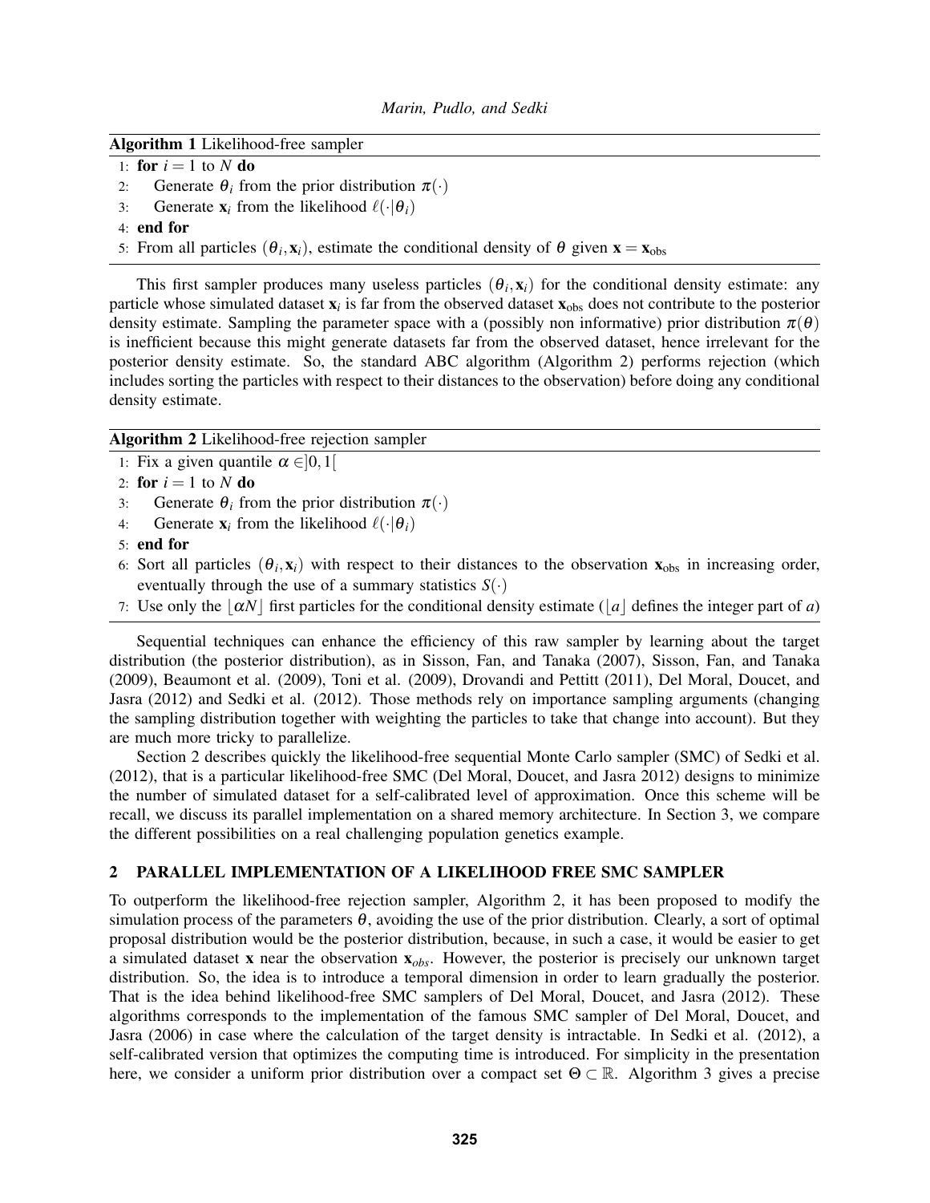**Algorithm 1** Likelihood-free sampler

```
1: for i = 1 to N do
2:     Generate θ_i from the prior distribution π(·)
3:     Generate x_i from the likelihood ℓ(·|θ_i)
4: end for
5: From all particles (θ_i, x_i), estimate the conditional density of θ given x = x_obs
```

This first sampler produces many useless particles $(\theta_i, \mathbf{x}_i)$ for the conditional density estimate: any particle whose simulated dataset $\mathbf{x}_i$ is far from the observed dataset $\mathbf{x}_{\text{obs}}$ does not contribute to the posterior density estimate. Sampling the parameter space with a (possibly non informative) prior distribution $\pi(\theta)$ is inefficient because this might generate datasets far from the observed dataset, hence irrelevant for the posterior density estimate. So, the standard ABC algorithm (Algorithm 2) performs rejection (which includes sorting the particles with respect to their distances to the observation) before doing any conditional density estimate.

**Algorithm 2** Likelihood-free rejection sampler

```
1: Fix a given quantile α ∈]0,1[
2: for i = 1 to N do
3:     Generate θ_i from the prior distribution π(·)
4:     Generate x_i from the likelihood ℓ(·|θ_i)
5: end for
6: Sort all particles (θ_i, x_i) with respect to their distances to the observation x_obs in increasing order,
   eventually through the use of a summary statistics S(·)
7: Use only the ⌊αN⌋ first particles for the conditional density estimate (⌊a⌋ defines the integer part of a)
```

Sequential techniques can enhance the efficiency of this raw sampler by learning about the target distribution (the posterior distribution), as in Sisson, Fan, and Tanaka (2007), Sisson, Fan, and Tanaka (2009), Beaumont et al. (2009), Toni et al. (2009), Drovandi and Pettitt (2011), Del Moral, Doucet, and Jasra (2012) and Sedki et al. (2012). Those methods rely on importance sampling arguments (changing the sampling distribution together with weighting the particles to take that change into account). But they are much more tricky to parallelize.

Section 2 describes quickly the likelihood-free sequential Monte Carlo sampler (SMC) of Sedki et al. (2012), that is a particular likelihood-free SMC (Del Moral, Doucet, and Jasra 2012) designs to minimize the number of simulated dataset for a self-calibrated level of approximation. Once this scheme will be recall, we discuss its parallel implementation on a shared memory architecture. In Section 3, we compare the different possibilities on a real challenging population genetics example.

## 2 PARALLEL IMPLEMENTATION OF A LIKELIHOOD FREE SMC SAMPLER

To outperform the likelihood-free rejection sampler, Algorithm 2, it has been proposed to modify the simulation process of the parameters $\theta$, avoiding the use of the prior distribution. Clearly, a sort of optimal proposal distribution would be the posterior distribution, because, in such a case, it would be easier to get a simulated dataset $\mathbf{x}$ near the observation $\mathbf{x}_{obs}$. However, the posterior is precisely our unknown target distribution. So, the idea is to introduce a temporal dimension in order to learn gradually the posterior. That is the idea behind likelihood-free SMC samplers of Del Moral, Doucet, and Jasra (2012). These algorithms corresponds to the implementation of the famous SMC sampler of Del Moral, Doucet, and Jasra (2006) in case where the calculation of the target density is intractable. In Sedki et al. (2012), a self-calibrated version that optimizes the computing time is introduced. For simplicity in the presentation here, we consider a uniform prior distribution over a compact set $\Theta \subset \mathbb{R}$. Algorithm 3 gives a precise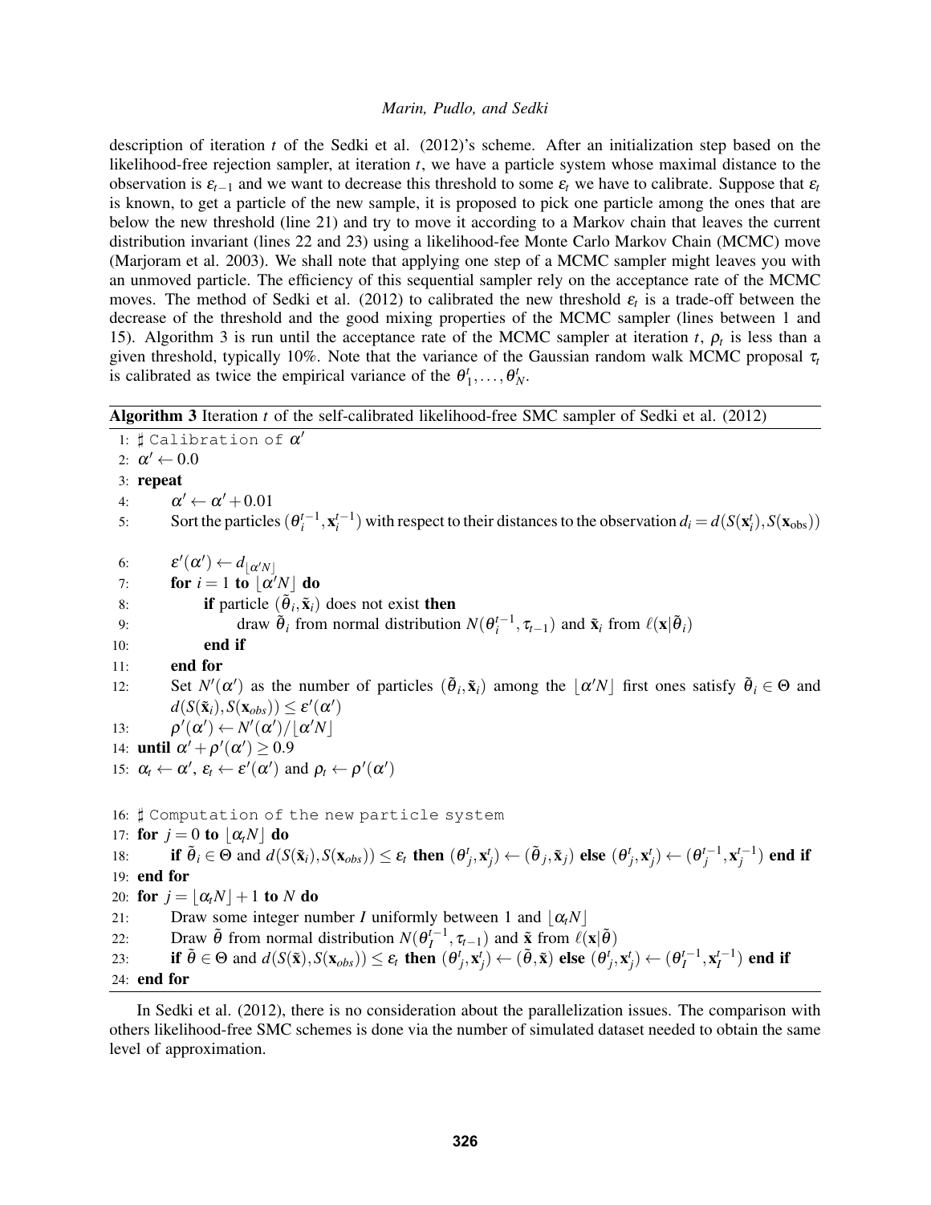description of iteration $t$ of the Sedki et al. (2012)'s scheme. After an initialization step based on the likelihood-free rejection sampler, at iteration $t$, we have a particle system whose maximal distance to the observation is $\varepsilon_{t-1}$ and we want to decrease this threshold to some $\varepsilon_t$ we have to calibrate. Suppose that $\varepsilon_t$ is known, to get a particle of the new sample, it is proposed to pick one particle among the ones that are below the new threshold (line 21) and try to move it according to a Markov chain that leaves the current distribution invariant (lines 22 and 23) using a likelihood-fee Monte Carlo Markov Chain (MCMC) move (Marjoram et al. 2003). We shall note that applying one step of a MCMC sampler might leaves you with an unmoved particle. The efficiency of this sequential sampler rely on the acceptance rate of the MCMC moves. The method of Sedki et al. (2012) to calibrated the new threshold $\varepsilon_t$ is a trade-off between the decrease of the threshold and the good mixing properties of the MCMC sampler (lines between 1 and 15). Algorithm 3 is run until the acceptance rate of the MCMC sampler at iteration $t$, $\rho_t$ is less than a given threshold, typically 10%. Note that the variance of the Gaussian random walk MCMC proposal $\tau_t$ is calibrated as twice the empirical variance of the $\theta_1^t, \ldots, \theta_N^t$.

**Algorithm 3** Iteration $t$ of the self-calibrated likelihood-free SMC sampler of Sedki et al. (2012)

1: ♯ Calibration of $\alpha'$
2: $\alpha' \leftarrow 0.0$
3: **repeat**
4: $\quad \alpha' \leftarrow \alpha' + 0.01$
5: $\quad$ Sort the particles $(\theta_i^{t-1}, \mathbf{x}_i^{t-1})$ with respect to their distances to the observation $d_i = d(S(\mathbf{x}_i^t), S(\mathbf{x}_{\text{obs}}))$
6: $\quad \varepsilon'(\alpha') \leftarrow d_{\lfloor \alpha' N \rfloor}$
7: $\quad$ **for** $i = 1$ **to** $\lfloor \alpha' N \rfloor$ **do**
8: $\quad\quad$ **if** particle $(\tilde{\theta}_i, \tilde{\mathbf{x}}_i)$ does not exist **then**
9: $\quad\quad\quad$ draw $\tilde{\theta}_i$ from normal distribution $N(\theta_i^{t-1}, \tau_{t-1})$ and $\tilde{\mathbf{x}}_i$ from $\ell(\mathbf{x}|\tilde{\theta}_i)$
10: $\quad\quad$ **end if**
11: $\quad$ **end for**
12: $\quad$ Set $N'(\alpha')$ as the number of particles $(\tilde{\theta}_i, \tilde{\mathbf{x}}_i)$ among the $\lfloor \alpha' N \rfloor$ first ones satisfy $\tilde{\theta}_i \in \Theta$ and $d(S(\tilde{\mathbf{x}}_i), S(\mathbf{x}_{obs})) \leq \varepsilon'(\alpha')$
13: $\quad \rho'(\alpha') \leftarrow N'(\alpha') / \lfloor \alpha' N \rfloor$
14: **until** $\alpha' + \rho'(\alpha') \geq 0.9$
15: $\alpha_t \leftarrow \alpha'$, $\varepsilon_t \leftarrow \varepsilon'(\alpha')$ and $\rho_t \leftarrow \rho'(\alpha')$

16: ♯ Computation of the new particle system
17: **for** $j = 0$ **to** $\lfloor \alpha_t N \rfloor$ **do**
18: $\quad$ **if** $\tilde{\theta}_i \in \Theta$ and $d(S(\tilde{\mathbf{x}}_i), S(\mathbf{x}_{obs})) \leq \varepsilon_t$ **then** $(\theta_j^t, \mathbf{x}_j^t) \leftarrow (\tilde{\theta}_j, \tilde{\mathbf{x}}_j)$ **else** $(\theta_j^t, \mathbf{x}_j^t) \leftarrow (\theta_j^{t-1}, \mathbf{x}_j^{t-1})$ **end if**
19: **end for**
20: **for** $j = \lfloor \alpha_t N \rfloor + 1$ **to** $N$ **do**
21: $\quad$ Draw some integer number $I$ uniformly between 1 and $\lfloor \alpha_t N \rfloor$
22: $\quad$ Draw $\tilde{\theta}$ from normal distribution $N(\theta_I^{t-1}, \tau_{t-1})$ and $\tilde{\mathbf{x}}$ from $\ell(\mathbf{x}|\tilde{\theta})$
23: $\quad$ **if** $\tilde{\theta} \in \Theta$ and $d(S(\tilde{\mathbf{x}}), S(\mathbf{x}_{obs})) \leq \varepsilon_t$ **then** $(\theta_j^t, \mathbf{x}_j^t) \leftarrow (\tilde{\theta}, \tilde{\mathbf{x}})$ **else** $(\theta_j^t, \mathbf{x}_j^t) \leftarrow (\theta_I^{t-1}, \mathbf{x}_I^{t-1})$ **end if**
24: **end for**

In Sedki et al. (2012), there is no consideration about the parallelization issues. The comparison with others likelihood-free SMC schemes is done via the number of simulated dataset needed to obtain the same level of approximation.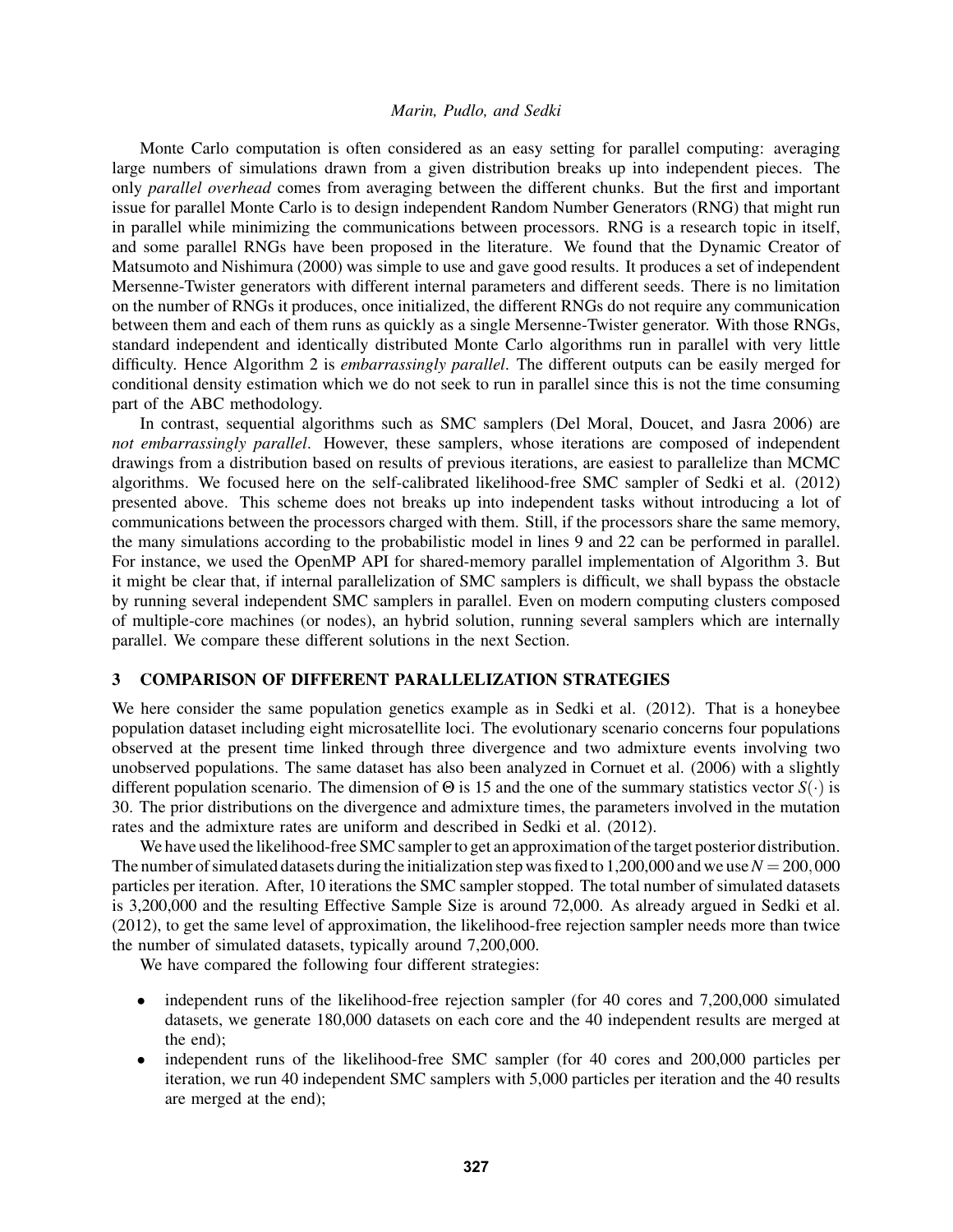Monte Carlo computation is often considered as an easy setting for parallel computing: averaging large numbers of simulations drawn from a given distribution breaks up into independent pieces. The only *parallel overhead* comes from averaging between the different chunks. But the first and important issue for parallel Monte Carlo is to design independent Random Number Generators (RNG) that might run in parallel while minimizing the communications between processors. RNG is a research topic in itself, and some parallel RNGs have been proposed in the literature. We found that the Dynamic Creator of Matsumoto and Nishimura (2000) was simple to use and gave good results. It produces a set of independent Mersenne-Twister generators with different internal parameters and different seeds. There is no limitation on the number of RNGs it produces, once initialized, the different RNGs do not require any communication between them and each of them runs as quickly as a single Mersenne-Twister generator. With those RNGs, standard independent and identically distributed Monte Carlo algorithms run in parallel with very little difficulty. Hence Algorithm 2 is *embarrassingly parallel*. The different outputs can be easily merged for conditional density estimation which we do not seek to run in parallel since this is not the time consuming part of the ABC methodology.

In contrast, sequential algorithms such as SMC samplers (Del Moral, Doucet, and Jasra 2006) are *not embarrassingly parallel*. However, these samplers, whose iterations are composed of independent drawings from a distribution based on results of previous iterations, are easiest to parallelize than MCMC algorithms. We focused here on the self-calibrated likelihood-free SMC sampler of Sedki et al. (2012) presented above. This scheme does not breaks up into independent tasks without introducing a lot of communications between the processors charged with them. Still, if the processors share the same memory, the many simulations according to the probabilistic model in lines 9 and 22 can be performed in parallel. For instance, we used the OpenMP API for shared-memory parallel implementation of Algorithm 3. But it might be clear that, if internal parallelization of SMC samplers is difficult, we shall bypass the obstacle by running several independent SMC samplers in parallel. Even on modern computing clusters composed of multiple-core machines (or nodes), an hybrid solution, running several samplers which are internally parallel. We compare these different solutions in the next Section.

## 3 COMPARISON OF DIFFERENT PARALLELIZATION STRATEGIES

We here consider the same population genetics example as in Sedki et al. (2012). That is a honeybee population dataset including eight microsatellite loci. The evolutionary scenario concerns four populations observed at the present time linked through three divergence and two admixture events involving two unobserved populations. The same dataset has also been analyzed in Cornuet et al. (2006) with a slightly different population scenario. The dimension of $\Theta$ is 15 and the one of the summary statistics vector $S(\cdot)$ is 30. The prior distributions on the divergence and admixture times, the parameters involved in the mutation rates and the admixture rates are uniform and described in Sedki et al. (2012).

We have used the likelihood-free SMC sampler to get an approximation of the target posterior distribution. The number of simulated datasets during the initialization step was fixed to 1,200,000 and we use $N = 200,000$ particles per iteration. After, 10 iterations the SMC sampler stopped. The total number of simulated datasets is 3,200,000 and the resulting Effective Sample Size is around 72,000. As already argued in Sedki et al. (2012), to get the same level of approximation, the likelihood-free rejection sampler needs more than twice the number of simulated datasets, typically around 7,200,000.

We have compared the following four different strategies:

- independent runs of the likelihood-free rejection sampler (for 40 cores and 7,200,000 simulated datasets, we generate 180,000 datasets on each core and the 40 independent results are merged at the end);
- independent runs of the likelihood-free SMC sampler (for 40 cores and 200,000 particles per iteration, we run 40 independent SMC samplers with 5,000 particles per iteration and the 40 results are merged at the end);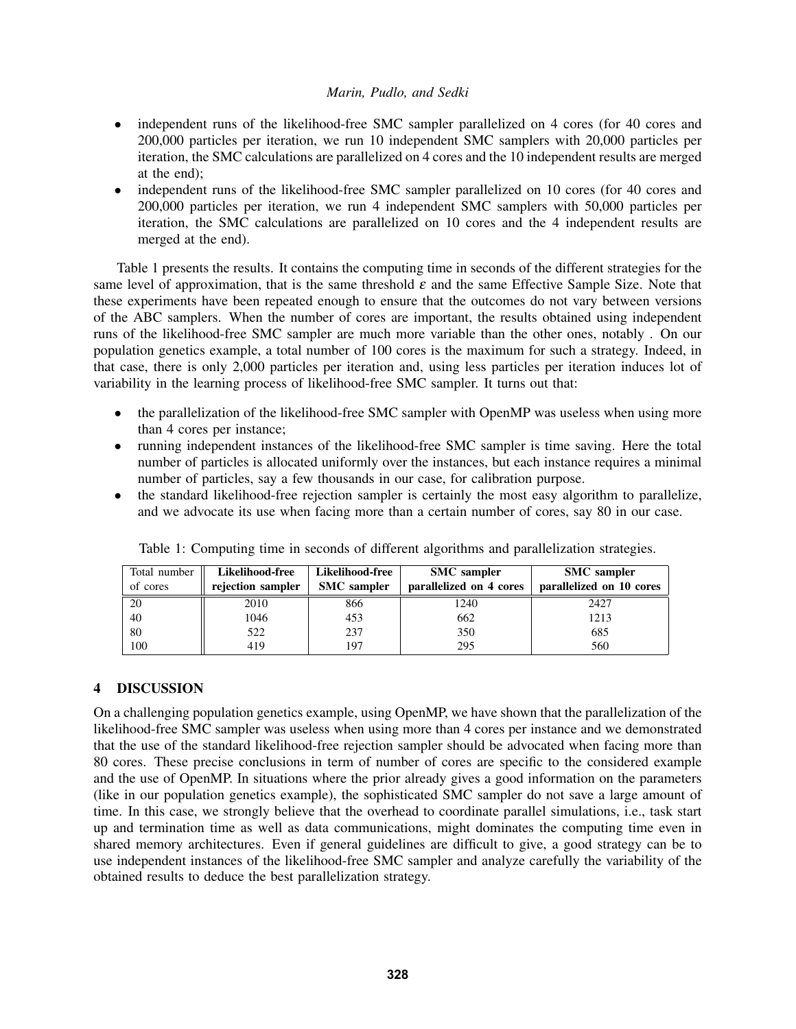- independent runs of the likelihood-free SMC sampler parallelized on 4 cores (for 40 cores and 200,000 particles per iteration, we run 10 independent SMC samplers with 20,000 particles per iteration, the SMC calculations are parallelized on 4 cores and the 10 independent results are merged at the end);
- independent runs of the likelihood-free SMC sampler parallelized on 10 cores (for 40 cores and 200,000 particles per iteration, we run 4 independent SMC samplers with 50,000 particles per iteration, the SMC calculations are parallelized on 10 cores and the 4 independent results are merged at the end).

Table 1 presents the results. It contains the computing time in seconds of the different strategies for the same level of approximation, that is the same threshold $\varepsilon$ and the same Effective Sample Size. Note that these experiments have been repeated enough to ensure that the outcomes do not vary between versions of the ABC samplers. When the number of cores are important, the results obtained using independent runs of the likelihood-free SMC sampler are much more variable than the other ones, notably . On our population genetics example, a total number of 100 cores is the maximum for such a strategy. Indeed, in that case, there is only 2,000 particles per iteration and, using less particles per iteration induces lot of variability in the learning process of likelihood-free SMC sampler. It turns out that:

- the parallelization of the likelihood-free SMC sampler with OpenMP was useless when using more than 4 cores per instance;
- running independent instances of the likelihood-free SMC sampler is time saving. Here the total number of particles is allocated uniformly over the instances, but each instance requires a minimal number of particles, say a few thousands in our case, for calibration purpose.
- the standard likelihood-free rejection sampler is certainly the most easy algorithm to parallelize, and we advocate its use when facing more than a certain number of cores, say 80 in our case.

Table 1: Computing time in seconds of different algorithms and parallelization strategies.

| Total number of cores | **Likelihood-free rejection sampler** | **Likelihood-free SMC sampler** | **SMC sampler parallelized on 4 cores** | **SMC sampler parallelized on 10 cores** |
|---|---|---|---|---|
| 20 | 2010 | 866 | 1240 | 2427 |
| 40 | 1046 | 453 | 662 | 1213 |
| 80 | 522 | 237 | 350 | 685 |
| 100 | 419 | 197 | 295 | 560 |

## 4 DISCUSSION

On a challenging population genetics example, using OpenMP, we have shown that the parallelization of the likelihood-free SMC sampler was useless when using more than 4 cores per instance and we demonstrated that the use of the standard likelihood-free rejection sampler should be advocated when facing more than 80 cores. These precise conclusions in term of number of cores are specific to the considered example and the use of OpenMP. In situations where the prior already gives a good information on the parameters (like in our population genetics example), the sophisticated SMC sampler do not save a large amount of time. In this case, we strongly believe that the overhead to coordinate parallel simulations, i.e., task start up and termination time as well as data communications, might dominates the computing time even in shared memory architectures. Even if general guidelines are difficult to give, a good strategy can be to use independent instances of the likelihood-free SMC sampler and analyze carefully the variability of the obtained results to deduce the best parallelization strategy.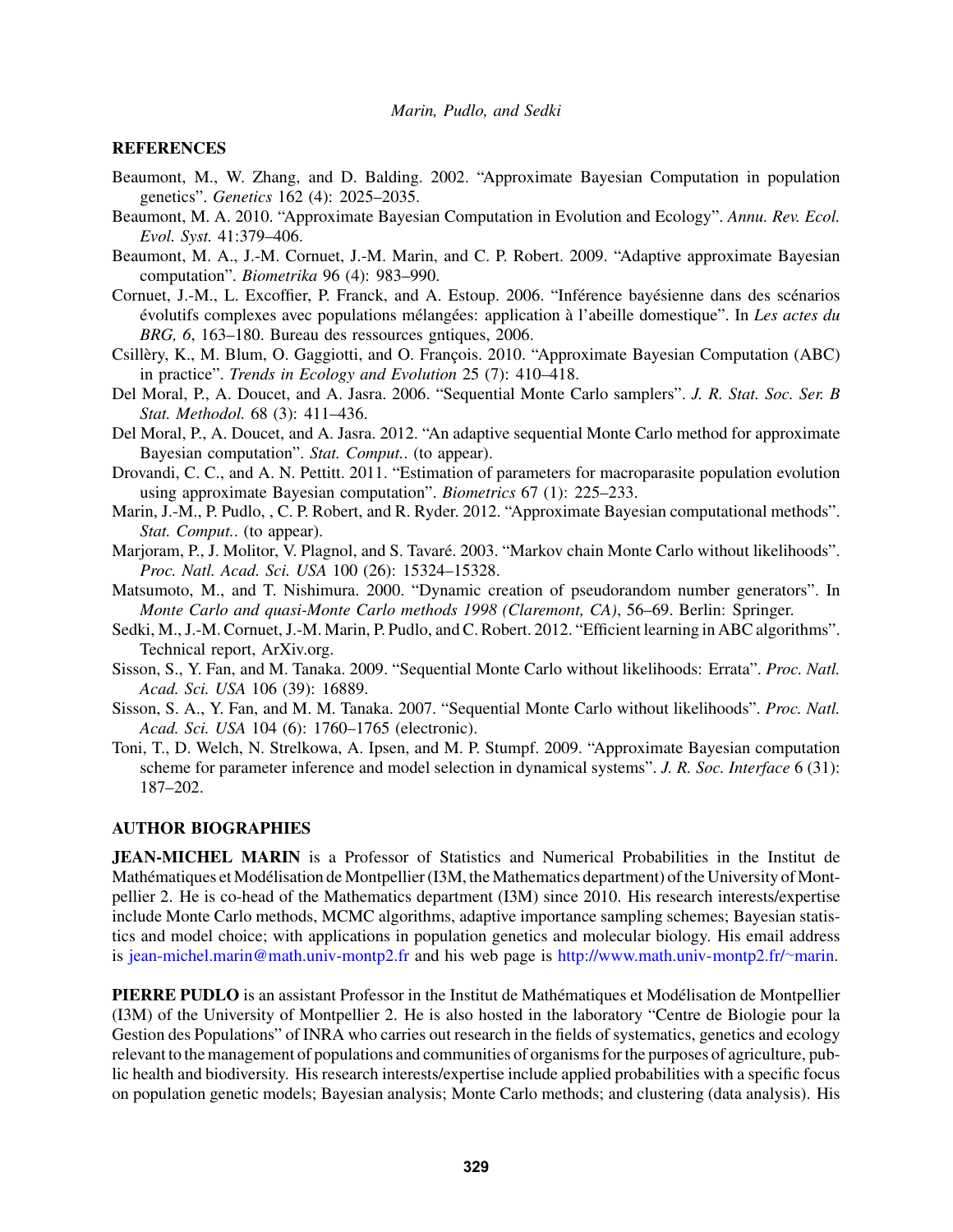## REFERENCES

Beaumont, M., W. Zhang, and D. Balding. 2002. "Approximate Bayesian Computation in population genetics". *Genetics* 162 (4): 2025–2035.

Beaumont, M. A. 2010. "Approximate Bayesian Computation in Evolution and Ecology". *Annu. Rev. Ecol. Evol. Syst.* 41:379–406.

Beaumont, M. A., J.-M. Cornuet, J.-M. Marin, and C. P. Robert. 2009. "Adaptive approximate Bayesian computation". *Biometrika* 96 (4): 983–990.

Cornuet, J.-M., L. Excoffier, P. Franck, and A. Estoup. 2006. "Inférence bayésienne dans des scénarios évolutifs complexes avec populations mélangées: application à l'abeille domestique". In *Les actes du BRG, 6*, 163–180. Bureau des ressources gntiques, 2006.

Csillèry, K., M. Blum, O. Gaggiotti, and O. François. 2010. "Approximate Bayesian Computation (ABC) in practice". *Trends in Ecology and Evolution* 25 (7): 410–418.

Del Moral, P., A. Doucet, and A. Jasra. 2006. "Sequential Monte Carlo samplers". *J. R. Stat. Soc. Ser. B Stat. Methodol.* 68 (3): 411–436.

Del Moral, P., A. Doucet, and A. Jasra. 2012. "An adaptive sequential Monte Carlo method for approximate Bayesian computation". *Stat. Comput.*. (to appear).

Drovandi, C. C., and A. N. Pettitt. 2011. "Estimation of parameters for macroparasite population evolution using approximate Bayesian computation". *Biometrics* 67 (1): 225–233.

Marin, J.-M., P. Pudlo, , C. P. Robert, and R. Ryder. 2012. "Approximate Bayesian computational methods". *Stat. Comput.*. (to appear).

Marjoram, P., J. Molitor, V. Plagnol, and S. Tavaré. 2003. "Markov chain Monte Carlo without likelihoods". *Proc. Natl. Acad. Sci. USA* 100 (26): 15324–15328.

Matsumoto, M., and T. Nishimura. 2000. "Dynamic creation of pseudorandom number generators". In *Monte Carlo and quasi-Monte Carlo methods 1998 (Claremont, CA)*, 56–69. Berlin: Springer.

Sedki, M., J.-M. Cornuet, J.-M. Marin, P. Pudlo, and C. Robert. 2012. "Efficient learning in ABC algorithms". Technical report, ArXiv.org.

Sisson, S., Y. Fan, and M. Tanaka. 2009. "Sequential Monte Carlo without likelihoods: Errata". *Proc. Natl. Acad. Sci. USA* 106 (39): 16889.

Sisson, S. A., Y. Fan, and M. M. Tanaka. 2007. "Sequential Monte Carlo without likelihoods". *Proc. Natl. Acad. Sci. USA* 104 (6): 1760–1765 (electronic).

Toni, T., D. Welch, N. Strelkowa, A. Ipsen, and M. P. Stumpf. 2009. "Approximate Bayesian computation scheme for parameter inference and model selection in dynamical systems". *J. R. Soc. Interface* 6 (31): 187–202.

## AUTHOR BIOGRAPHIES

**JEAN-MICHEL MARIN** is a Professor of Statistics and Numerical Probabilities in the Institut de Mathématiques et Modélisation de Montpellier (I3M, the Mathematics department) of the University of Montpellier 2. He is co-head of the Mathematics department (I3M) since 2010. His research interests/expertise include Monte Carlo methods, MCMC algorithms, adaptive importance sampling schemes; Bayesian statistics and model choice; with applications in population genetics and molecular biology. His email address is jean-michel.marin@math.univ-montp2.fr and his web page is http://www.math.univ-montp2.fr/~marin.

**PIERRE PUDLO** is an assistant Professor in the Institut de Mathématiques et Modélisation de Montpellier (I3M) of the University of Montpellier 2. He is also hosted in the laboratory "Centre de Biologie pour la Gestion des Populations" of INRA who carries out research in the fields of systematics, genetics and ecology relevant to the management of populations and communities of organisms for the purposes of agriculture, public health and biodiversity. His research interests/expertise include applied probabilities with a specific focus on population genetic models; Bayesian analysis; Monte Carlo methods; and clustering (data analysis). His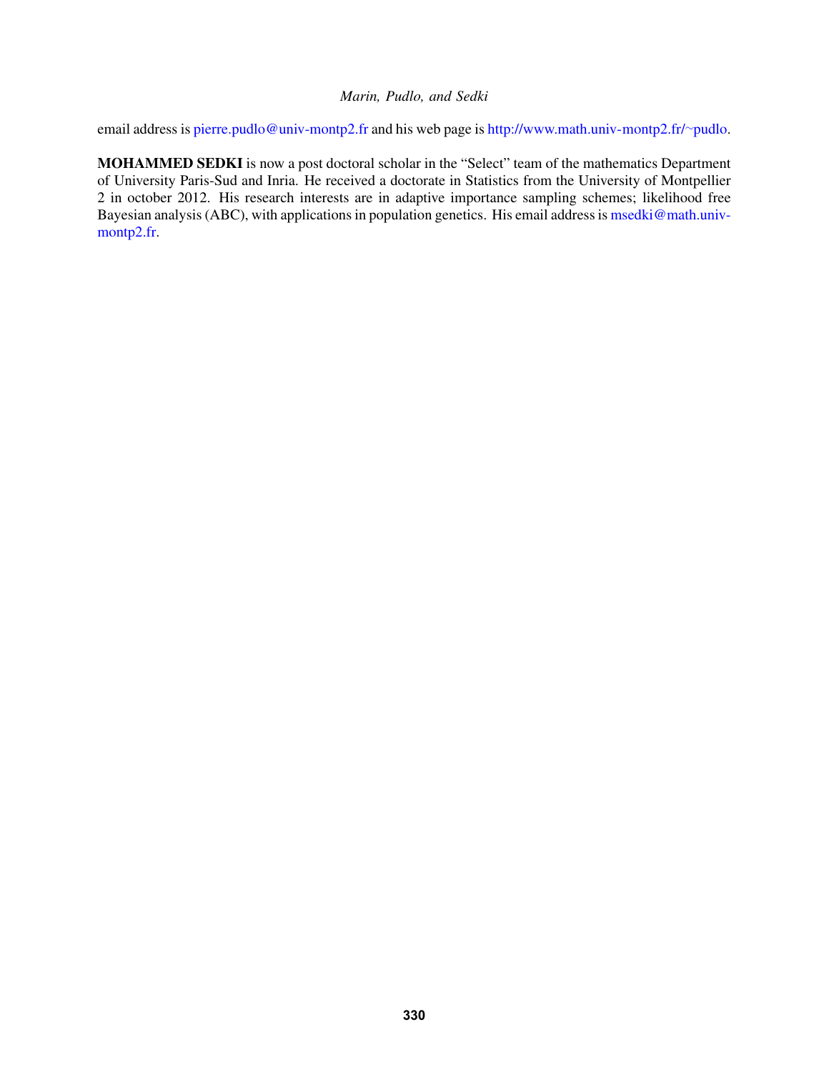email address is pierre.pudlo@univ-montp2.fr and his web page is http://www.math.univ-montp2.fr/~pudlo.

**MOHAMMED SEDKI** is now a post doctoral scholar in the "Select" team of the mathematics Department of University Paris-Sud and Inria. He received a doctorate in Statistics from the University of Montpellier 2 in october 2012. His research interests are in adaptive importance sampling schemes; likelihood free Bayesian analysis (ABC), with applications in population genetics. His email address is msedki@math.univ-montp2.fr.